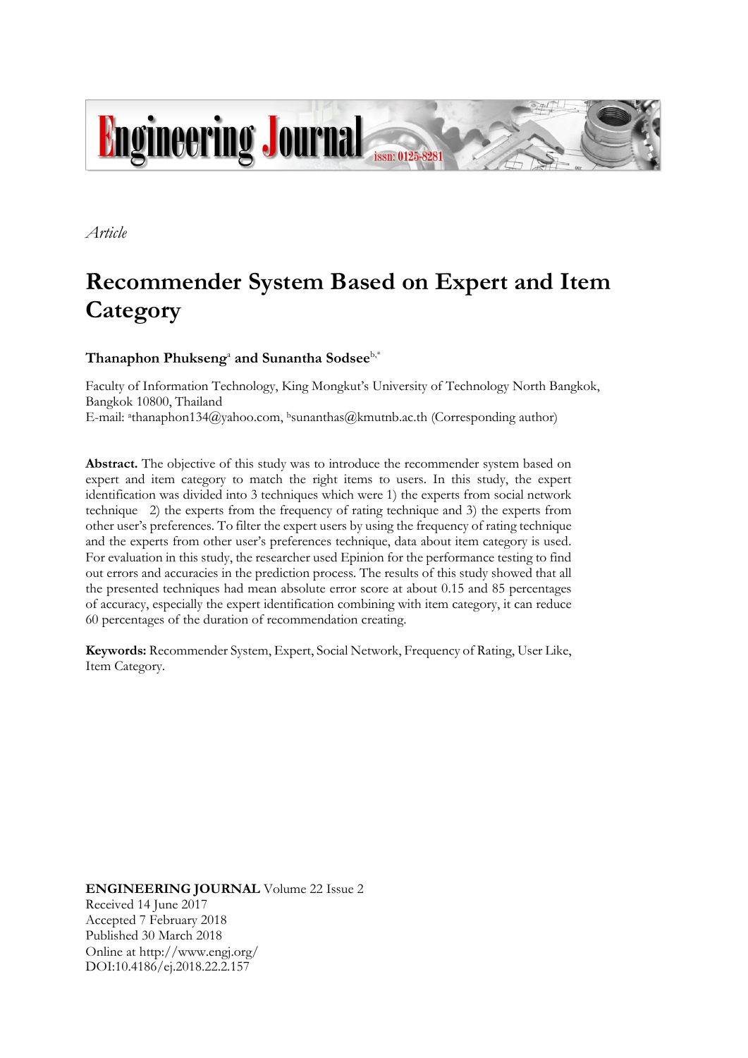*Article*

# Recommender System Based on Expert and Item Category

**Thanaphon Phukseng**[a] **and Sunantha Sodsee**[b,*]

Faculty of Information Technology, King Mongkut's University of Technology North Bangkok, Bangkok 10800, Thailand
E-mail: [a]thanaphon134@yahoo.com, [b]sunanthas@kmutnb.ac.th (Corresponding author)

**Abstract.** The objective of this study was to introduce the recommender system based on expert and item category to match the right items to users. In this study, the expert identification was divided into 3 techniques which were 1) the experts from social network technique 2) the experts from the frequency of rating technique and 3) the experts from other user's preferences. To filter the expert users by using the frequency of rating technique and the experts from other user's preferences technique, data about item category is used. For evaluation in this study, the researcher used Epinion for the performance testing to find out errors and accuracies in the prediction process. The results of this study showed that all the presented techniques had mean absolute error score at about 0.15 and 85 percentages of accuracy, especially the expert identification combining with item category, it can reduce 60 percentages of the duration of recommendation creating.

**Keywords:** Recommender System, Expert, Social Network, Frequency of Rating, User Like, Item Category.

**ENGINEERING JOURNAL** Volume 22 Issue 2
Received 14 June 2017
Accepted 7 February 2018
Published 30 March 2018
Online at http://www.engj.org/
DOI:10.4186/ej.2018.22.2.157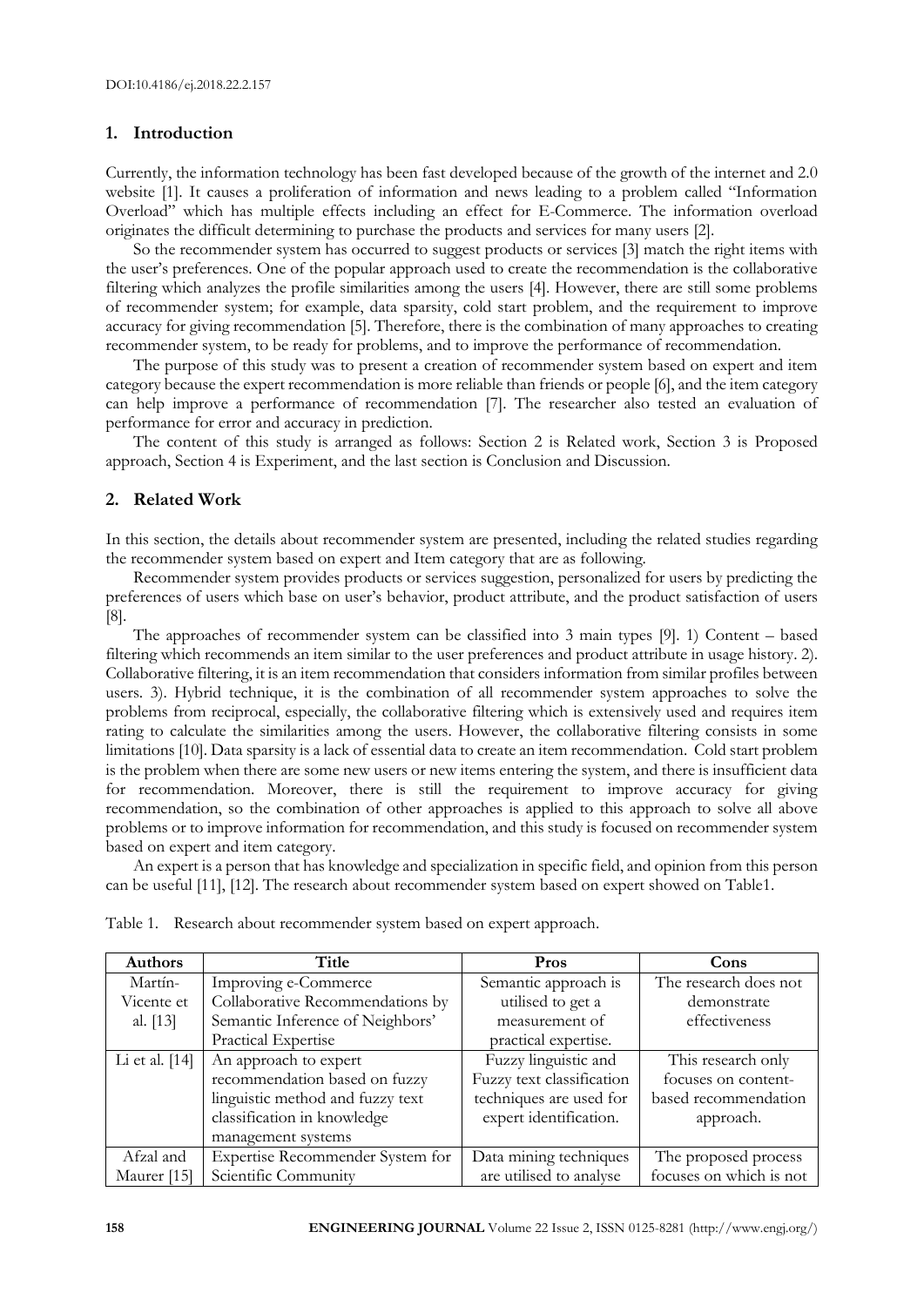DOI:10.4186/ej.2018.22.2.157

## 1. Introduction

Currently, the information technology has been fast developed because of the growth of the internet and 2.0 website [1]. It causes a proliferation of information and news leading to a problem called "Information Overload" which has multiple effects including an effect for E-Commerce. The information overload originates the difficult determining to purchase the products and services for many users [2].

So the recommender system has occurred to suggest products or services [3] match the right items with the user's preferences. One of the popular approach used to create the recommendation is the collaborative filtering which analyzes the profile similarities among the users [4]. However, there are still some problems of recommender system; for example, data sparsity, cold start problem, and the requirement to improve accuracy for giving recommendation [5]. Therefore, there is the combination of many approaches to creating recommender system, to be ready for problems, and to improve the performance of recommendation.

The purpose of this study was to present a creation of recommender system based on expert and item category because the expert recommendation is more reliable than friends or people [6], and the item category can help improve a performance of recommendation [7]. The researcher also tested an evaluation of performance for error and accuracy in prediction.

The content of this study is arranged as follows: Section 2 is Related work, Section 3 is Proposed approach, Section 4 is Experiment, and the last section is Conclusion and Discussion.

## 2. Related Work

In this section, the details about recommender system are presented, including the related studies regarding the recommender system based on expert and Item category that are as following.

Recommender system provides products or services suggestion, personalized for users by predicting the preferences of users which base on user's behavior, product attribute, and the product satisfaction of users [8].

The approaches of recommender system can be classified into 3 main types [9]. 1) Content – based filtering which recommends an item similar to the user preferences and product attribute in usage history. 2). Collaborative filtering, it is an item recommendation that considers information from similar profiles between users. 3). Hybrid technique, it is the combination of all recommender system approaches to solve the problems from reciprocal, especially, the collaborative filtering which is extensively used and requires item rating to calculate the similarities among the users. However, the collaborative filtering consists in some limitations [10]. Data sparsity is a lack of essential data to create an item recommendation. Cold start problem is the problem when there are some new users or new items entering the system, and there is insufficient data for recommendation. Moreover, there is still the requirement to improve accuracy for giving recommendation, so the combination of other approaches is applied to this approach to solve all above problems or to improve information for recommendation, and this study is focused on recommender system based on expert and item category.

An expert is a person that has knowledge and specialization in specific field, and opinion from this person can be useful [11], [12]. The research about recommender system based on expert showed on Table1.

Table 1. Research about recommender system based on expert approach.

| Authors | Title | Pros | Cons |
|---|---|---|---|
| Martín-Vicente et al. [13] | Improving e-Commerce Collaborative Recommendations by Semantic Inference of Neighbors' Practical Expertise | Semantic approach is utilised to get a measurement of practical expertise. | The research does not demonstrate effectiveness |
| Li et al. [14] | An approach to expert recommendation based on fuzzy linguistic method and fuzzy text classification in knowledge management systems | Fuzzy linguistic and Fuzzy text classification techniques are used for expert identification. | This research only focuses on content-based recommendation approach. |
| Afzal and Maurer [15] | Expertise Recommender System for Scientific Community | Data mining techniques are utilised to analyse | The proposed process focuses on which is not |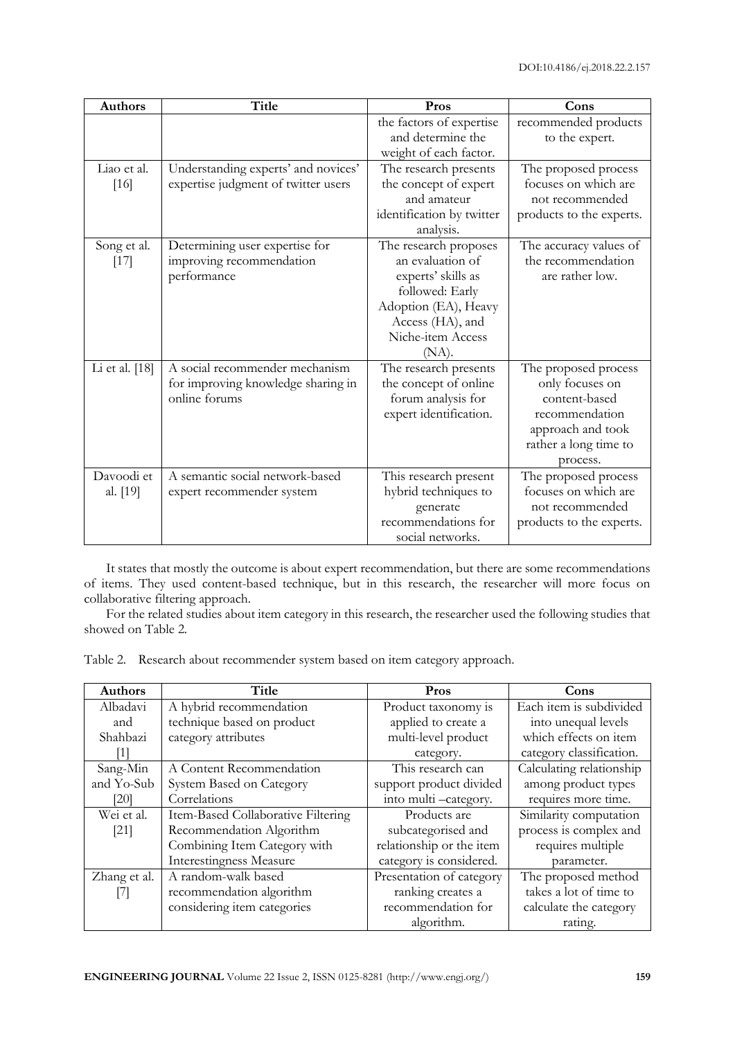| Authors | Title | Pros | Cons |
|---|---|---|---|
| | | the factors of expertise and determine the weight of each factor. | recommended products to the expert. |
| Liao et al. [16] | Understanding experts' and novices' expertise judgment of twitter users | The research presents the concept of expert and amateur identification by twitter analysis. | The proposed process focuses on which are not recommended products to the experts. |
| Song et al. [17] | Determining user expertise for improving recommendation performance | The research proposes an evaluation of experts' skills as followed: Early Adoption (EA), Heavy Access (HA), and Niche-item Access (NA). | The accuracy values of the recommendation are rather low. |
| Li et al. [18] | A social recommender mechanism for improving knowledge sharing in online forums | The research presents the concept of online forum analysis for expert identification. | The proposed process only focuses on content-based recommendation approach and took rather a long time to process. |
| Davoodi et al. [19] | A semantic social network-based expert recommender system | This research present hybrid techniques to generate recommendations for social networks. | The proposed process focuses on which are not recommended products to the experts. |

It states that mostly the outcome is about expert recommendation, but there are some recommendations of items. They used content-based technique, but in this research, the researcher will more focus on collaborative filtering approach.

For the related studies about item category in this research, the researcher used the following studies that showed on Table 2.

Table 2. Research about recommender system based on item category approach.

| Authors | Title | Pros | Cons |
|---|---|---|---|
| Albadavi and Shahbazi [1] | A hybrid recommendation technique based on product category attributes | Product taxonomy is applied to create a multi-level product category. | Each item is subdivided into unequal levels which effects on item category classification. |
| Sang-Min and Yo-Sub [20] | A Content Recommendation System Based on Category Correlations | This research can support product divided into multi –category. | Calculating relationship among product types requires more time. |
| Wei et al. [21] | Item-Based Collaborative Filtering Recommendation Algorithm Combining Item Category with Interestingness Measure | Products are subcategorised and relationship or the item category is considered. | Similarity computation process is complex and requires multiple parameter. |
| Zhang et al. [7] | A random-walk based recommendation algorithm considering item categories | Presentation of category ranking creates a recommendation for algorithm. | The proposed method takes a lot of time to calculate the category rating. |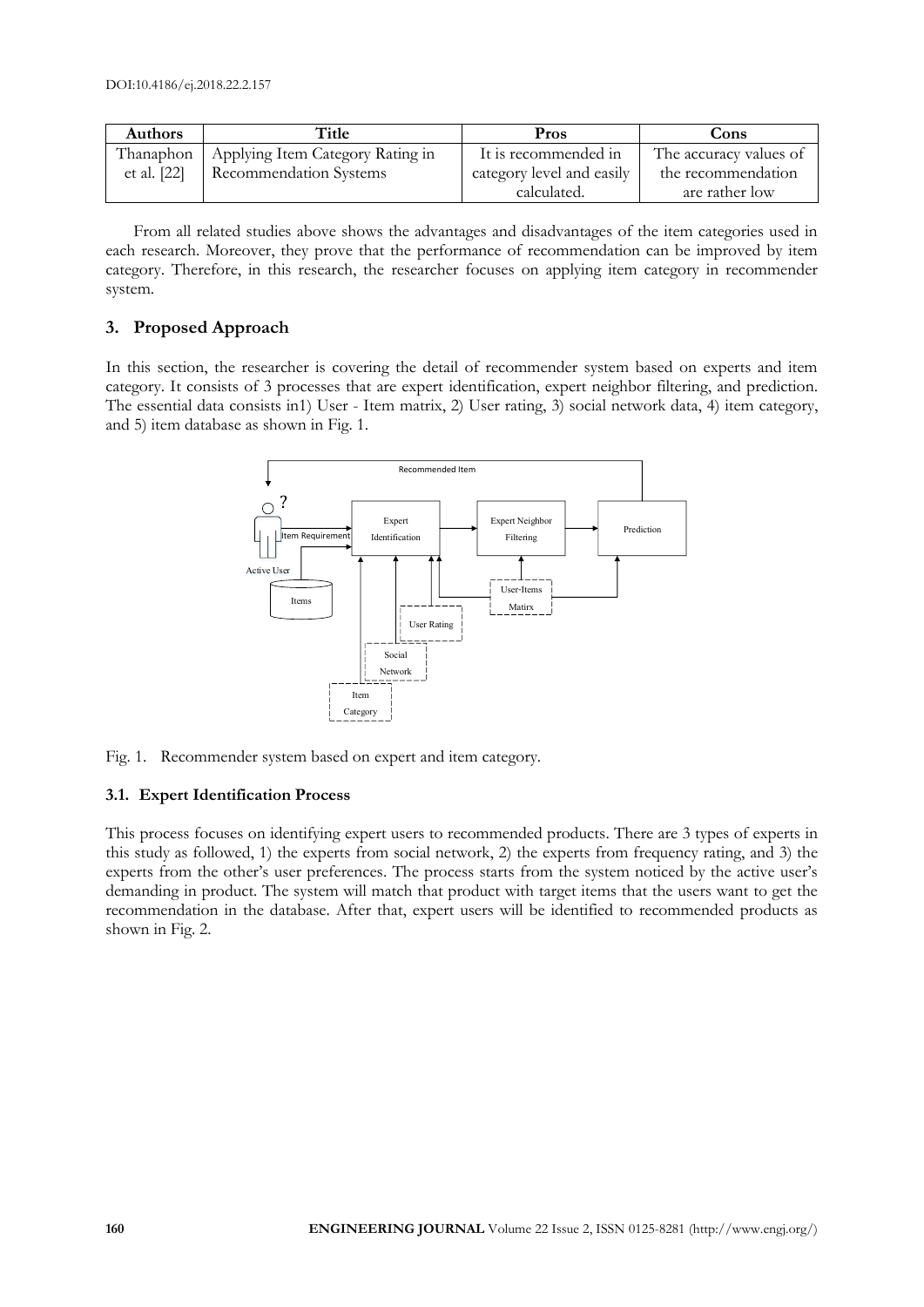| Authors | Title | Pros | Cons |
| --- | --- | --- | --- |
| Thanaphon et al. [22] | Applying Item Category Rating in Recommendation Systems | It is recommended in category level and easily calculated. | The accuracy values of the recommendation are rather low |

From all related studies above shows the advantages and disadvantages of the item categories used in each research. Moreover, they prove that the performance of recommendation can be improved by item category. Therefore, in this research, the researcher focuses on applying item category in recommender system.

## 3. Proposed Approach

In this section, the researcher is covering the detail of recommender system based on experts and item category. It consists of 3 processes that are expert identification, expert neighbor filtering, and prediction. The essential data consists in1) User - Item matrix, 2) User rating, 3) social network data, 4) item category, and 5) item database as shown in Fig. 1.

Fig. 1. Recommender system based on expert and item category.

### 3.1. Expert Identification Process

This process focuses on identifying expert users to recommended products. There are 3 types of experts in this study as followed, 1) the experts from social network, 2) the experts from frequency rating, and 3) the experts from the other's user preferences. The process starts from the system noticed by the active user's demanding in product. The system will match that product with target items that the users want to get the recommendation in the database. After that, expert users will be identified to recommended products as shown in Fig. 2.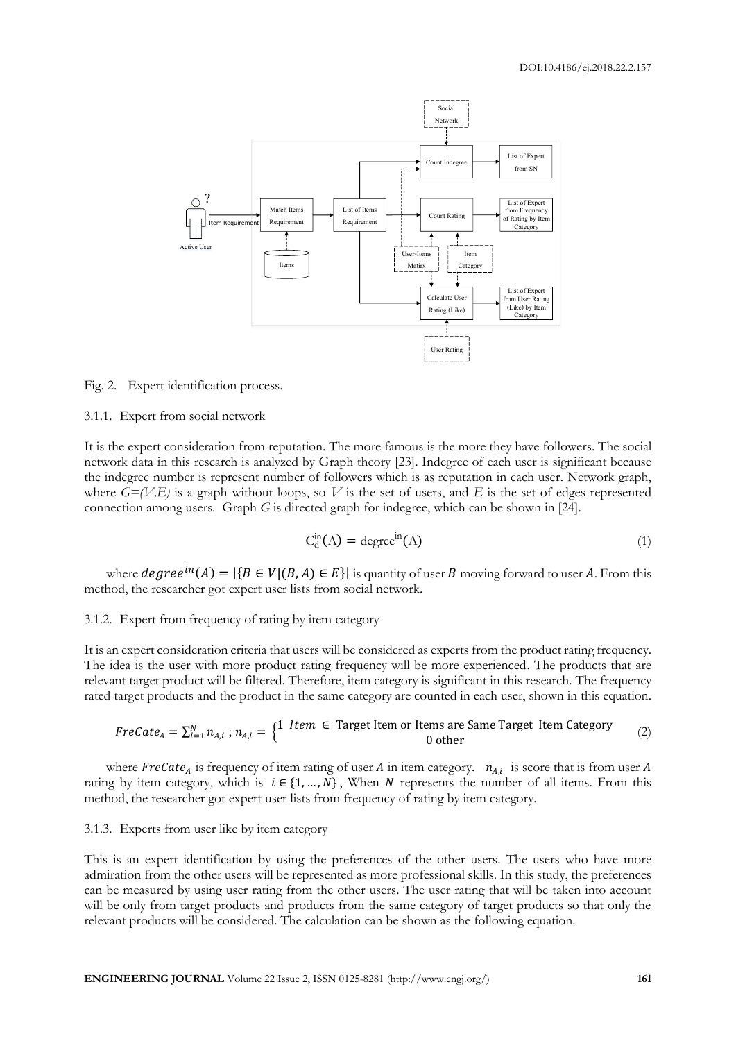Fig. 2. Expert identification process.

3.1.1. Expert from social network

It is the expert consideration from reputation. The more famous is the more they have followers. The social network data in this research is analyzed by Graph theory [23]. Indegree of each user is significant because the indegree number is represent number of followers which is as reputation in each user. Network graph, where $G=(V,E)$ is a graph without loops, so $V$ is the set of users, and $E$ is the set of edges represented connection among users. Graph $G$ is directed graph for indegree, which can be shown in [24].

$$C_d^{in}(A) = \text{degree}^{in}(A) \tag{1}$$

where $degree^{in}(A) = |\{B \in V | (B, A) \in E\}|$ is quantity of user $B$ moving forward to user $A$. From this method, the researcher got expert user lists from social network.

3.1.2. Expert from frequency of rating by item category

It is an expert consideration criteria that users will be considered as experts from the product rating frequency. The idea is the user with more product rating frequency will be more experienced. The products that are relevant target product will be filtered. Therefore, item category is significant in this research. The frequency rated target products and the product in the same category are counted in each user, shown in this equation.

$$FreCate_A = \sum_{i=1}^{N} n_{A,i} \; ; \; n_{A,i} = \begin{cases} 1 & Item \in \text{Target Item or Items are Same Target Item Category} \\ 0 & \text{other} \end{cases} \tag{2}$$

where $FreCate_A$ is frequency of item rating of user $A$ in item category. $n_{A,i}$ is score that is from user $A$ rating by item category, which is $i \in \{1, \ldots, N\}$, When $N$ represents the number of all items. From this method, the researcher got expert user lists from frequency of rating by item category.

3.1.3. Experts from user like by item category

This is an expert identification by using the preferences of the other users. The users who have more admiration from the other users will be represented as more professional skills. In this study, the preferences can be measured by using user rating from the other users. The user rating that will be taken into account will be only from target products and products from the same category of target products so that only the relevant products will be considered. The calculation can be shown as the following equation.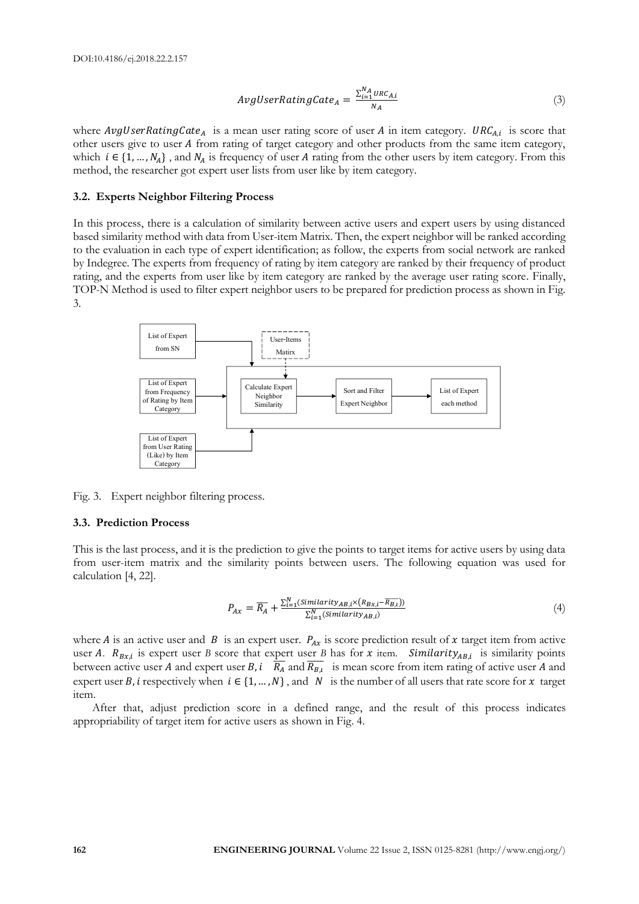$$AvgUserRatingCate_A = \frac{\sum_{i=1}^{N_A} URC_{A,i}}{N_A} \tag{3}$$

where $AvgUserRatingCate_A$ is a mean user rating score of user $A$ in item category. $URC_{A,i}$ is score that other users give to user $A$ from rating of target category and other products from the same item category, which $i \in \{1, \ldots, N_A\}$, and $N_A$ is frequency of user $A$ rating from the other users by item category. From this method, the researcher got expert user lists from user like by item category.

### 3.2. Experts Neighbor Filtering Process

In this process, there is a calculation of similarity between active users and expert users by using distanced based similarity method with data from User-item Matrix. Then, the expert neighbor will be ranked according to the evaluation in each type of expert identification; as follow, the experts from social network are ranked by Indegree. The experts from frequency of rating by item category are ranked by their frequency of product rating, and the experts from user like by item category are ranked by the average user rating score. Finally, TOP-N Method is used to filter expert neighbor users to be prepared for prediction process as shown in Fig. 3.

Fig. 3. Expert neighbor filtering process.

### 3.3. Prediction Process

This is the last process, and it is the prediction to give the points to target items for active users by using data from user-item matrix and the similarity points between users. The following equation was used for calculation [4, 22].

$$P_{Ax} = \overline{R_A} + \frac{\sum_{i=1}^{N} (Similarity_{AB,i} \times (R_{Bx,i} - \overline{R_{B,i}}))}{\sum_{i=1}^{N} (Similarity_{AB,i})} \tag{4}$$

where $A$ is an active user and $B$ is an expert user. $P_{Ax}$ is score prediction result of $x$ target item from active user $A$. $R_{Bx,i}$ is expert user $B$ score that expert user $B$ has for $x$ item. $Similarity_{AB,i}$ is similarity points between active user $A$ and expert user $B, i$ $\overline{R_A}$ and $\overline{R_{B,i}}$ is mean score from item rating of active user $A$ and expert user $B, i$ respectively when $i \in \{1, \ldots, N\}$, and $N$ is the number of all users that rate score for $x$ target item.

After that, adjust prediction score in a defined range, and the result of this process indicates appropriability of target item for active users as shown in Fig. 4.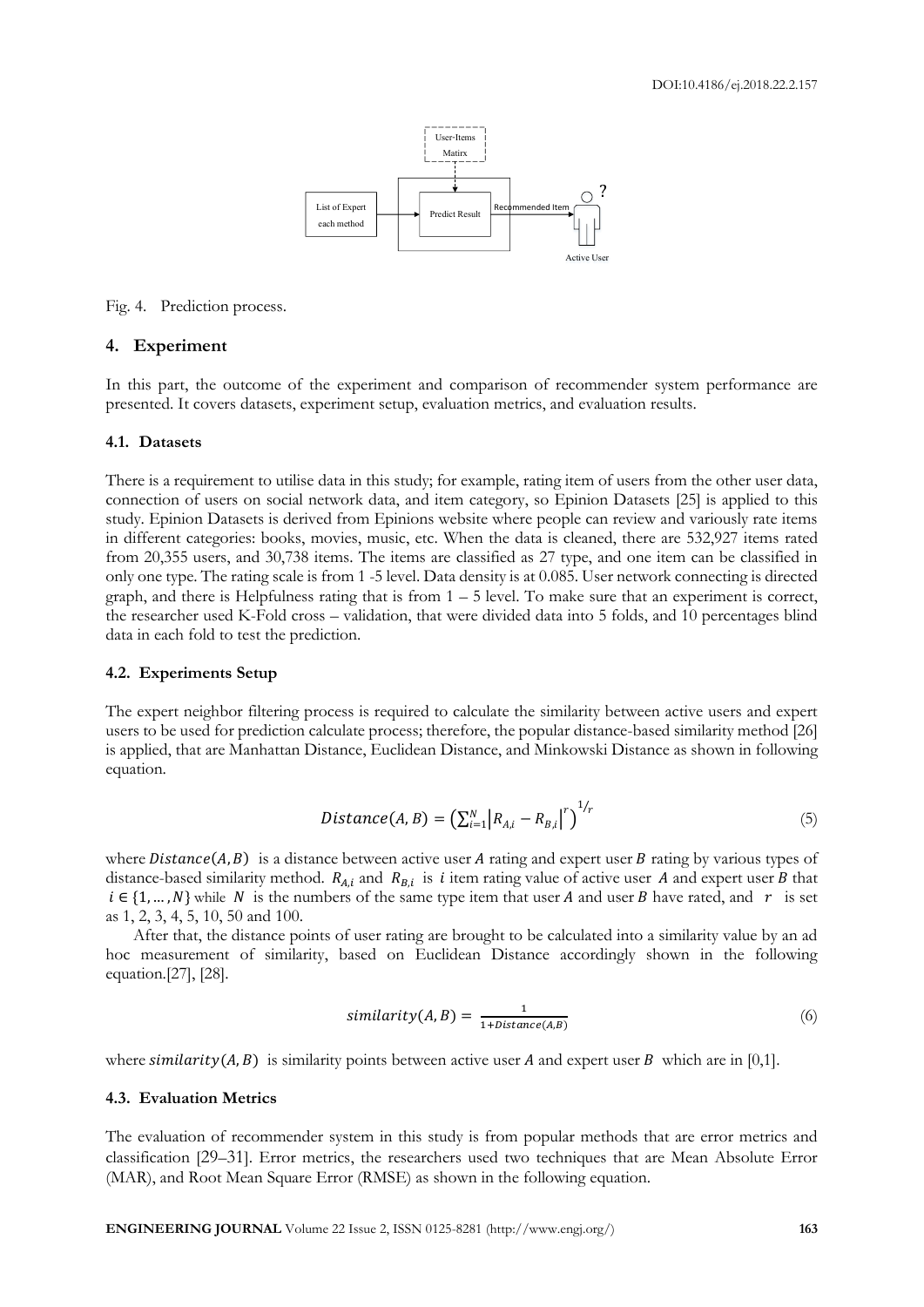Fig. 4. Prediction process.

## 4. Experiment

In this part, the outcome of the experiment and comparison of recommender system performance are presented. It covers datasets, experiment setup, evaluation metrics, and evaluation results.

### 4.1. Datasets

There is a requirement to utilise data in this study; for example, rating item of users from the other user data, connection of users on social network data, and item category, so Epinion Datasets [25] is applied to this study. Epinion Datasets is derived from Epinions website where people can review and variously rate items in different categories: books, movies, music, etc. When the data is cleaned, there are 532,927 items rated from 20,355 users, and 30,738 items. The items are classified as 27 type, and one item can be classified in only one type. The rating scale is from 1 -5 level. Data density is at 0.085. User network connecting is directed graph, and there is Helpfulness rating that is from 1 – 5 level. To make sure that an experiment is correct, the researcher used K-Fold cross – validation, that were divided data into 5 folds, and 10 percentages blind data in each fold to test the prediction.

### 4.2. Experiments Setup

The expert neighbor filtering process is required to calculate the similarity between active users and expert users to be used for prediction calculate process; therefore, the popular distance-based similarity method [26] is applied, that are Manhattan Distance, Euclidean Distance, and Minkowski Distance as shown in following equation.

$$Distance(A, B) = \left(\sum_{i=1}^{N} \left| R_{A,i} - R_{B,i} \right|^{r}\right)^{1/r} \tag{5}$$

where $Distance(A, B)$ is a distance between active user $A$ rating and expert user $B$ rating by various types of distance-based similarity method. $R_{A,i}$ and $R_{B,i}$ is $i$ item rating value of active user $A$ and expert user $B$ that $i \in \{1, \dots, N\}$ while $N$ is the numbers of the same type item that user $A$ and user $B$ have rated, and $r$ is set as 1, 2, 3, 4, 5, 10, 50 and 100.

After that, the distance points of user rating are brought to be calculated into a similarity value by an ad hoc measurement of similarity, based on Euclidean Distance accordingly shown in the following equation.[27], [28].

$$similarity(A, B) = \frac{1}{1 + Distance(A, B)} \tag{6}$$

where $similarity(A, B)$ is similarity points between active user $A$ and expert user $B$ which are in [0,1].

### 4.3. Evaluation Metrics

The evaluation of recommender system in this study is from popular methods that are error metrics and classification [29–31]. Error metrics, the researchers used two techniques that are Mean Absolute Error (MAR), and Root Mean Square Error (RMSE) as shown in the following equation.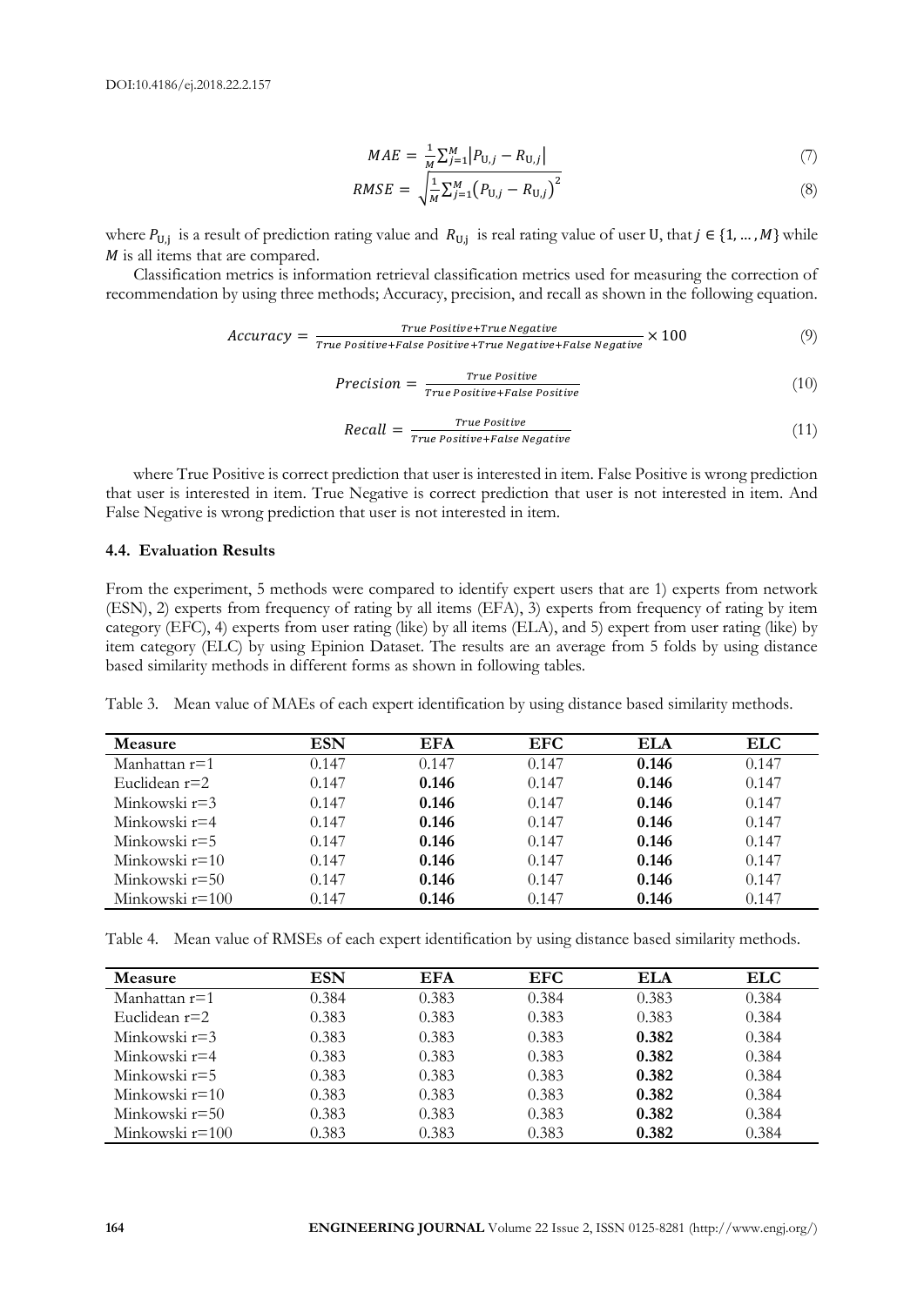$$MAE = \frac{1}{M}\sum_{j=1}^{M}\left|P_{\mathrm{U},j} - R_{\mathrm{U},j}\right| \tag{7}$$

$$RMSE = \sqrt{\frac{1}{M}\sum_{j=1}^{M}\left(P_{\mathrm{U},j} - R_{\mathrm{U},j}\right)^2} \tag{8}$$

where $P_{\mathrm{U,j}}$ is a result of prediction rating value and $R_{\mathrm{U,j}}$ is real rating value of user U, that $j \in \{1, \ldots, M\}$ while $M$ is all items that are compared.

Classification metrics is information retrieval classification metrics used for measuring the correction of recommendation by using three methods; Accuracy, precision, and recall as shown in the following equation.

$$Accuracy = \frac{True\ Positive + True\ Negative}{True\ Positive + False\ Positive + True\ Negative + False\ Negative} \times 100 \tag{9}$$

$$Precision = \frac{True\ Positive}{True\ Positive + False\ Positive} \tag{10}$$

$$Recall = \frac{True\ Positive}{True\ Positive + False\ Negative} \tag{11}$$

where True Positive is correct prediction that user is interested in item. False Positive is wrong prediction that user is interested in item. True Negative is correct prediction that user is not interested in item. And False Negative is wrong prediction that user is not interested in item.

### 4.4. Evaluation Results

From the experiment, 5 methods were compared to identify expert users that are 1) experts from network (ESN), 2) experts from frequency of rating by all items (EFA), 3) experts from frequency of rating by item category (EFC), 4) experts from user rating (like) by all items (ELA), and 5) expert from user rating (like) by item category (ELC) by using Epinion Dataset. The results are an average from 5 folds by using distance based similarity methods in different forms as shown in following tables.

Table 3. Mean value of MAEs of each expert identification by using distance based similarity methods.

| Measure | ESN | EFA | EFC | ELA | ELC |
|---|---|---|---|---|---|
| Manhattan r=1 | 0.147 | 0.147 | 0.147 | **0.146** | 0.147 |
| Euclidean r=2 | 0.147 | **0.146** | 0.147 | **0.146** | 0.147 |
| Minkowski r=3 | 0.147 | **0.146** | 0.147 | **0.146** | 0.147 |
| Minkowski r=4 | 0.147 | **0.146** | 0.147 | **0.146** | 0.147 |
| Minkowski r=5 | 0.147 | **0.146** | 0.147 | **0.146** | 0.147 |
| Minkowski r=10 | 0.147 | **0.146** | 0.147 | **0.146** | 0.147 |
| Minkowski r=50 | 0.147 | **0.146** | 0.147 | **0.146** | 0.147 |
| Minkowski r=100 | 0.147 | **0.146** | 0.147 | **0.146** | 0.147 |

Table 4. Mean value of RMSEs of each expert identification by using distance based similarity methods.

| Measure | ESN | EFA | EFC | ELA | ELC |
|---|---|---|---|---|---|
| Manhattan r=1 | 0.384 | 0.383 | 0.384 | 0.383 | 0.384 |
| Euclidean r=2 | 0.383 | 0.383 | 0.383 | 0.383 | 0.384 |
| Minkowski r=3 | 0.383 | 0.383 | 0.383 | **0.382** | 0.384 |
| Minkowski r=4 | 0.383 | 0.383 | 0.383 | **0.382** | 0.384 |
| Minkowski r=5 | 0.383 | 0.383 | 0.383 | **0.382** | 0.384 |
| Minkowski r=10 | 0.383 | 0.383 | 0.383 | **0.382** | 0.384 |
| Minkowski r=50 | 0.383 | 0.383 | 0.383 | **0.382** | 0.384 |
| Minkowski r=100 | 0.383 | 0.383 | 0.383 | **0.382** | 0.384 |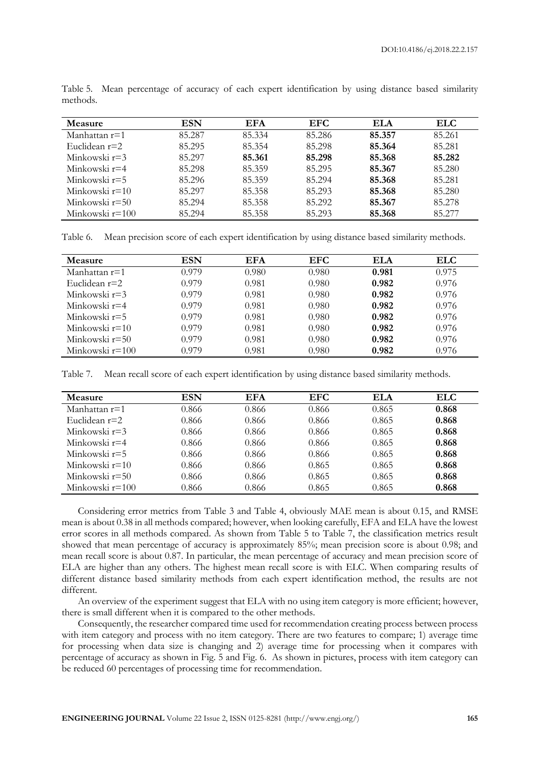Table 5. Mean percentage of accuracy of each expert identification by using distance based similarity methods.

| Measure | ESN | EFA | EFC | ELA | ELC |
|---|---|---|---|---|---|
| Manhattan r=1 | 85.287 | 85.334 | 85.286 | **85.357** | 85.261 |
| Euclidean r=2 | 85.295 | 85.354 | 85.298 | **85.364** | 85.281 |
| Minkowski r=3 | 85.297 | **85.361** | **85.298** | **85.368** | **85.282** |
| Minkowski r=4 | 85.298 | 85.359 | 85.295 | **85.367** | 85.280 |
| Minkowski r=5 | 85.296 | 85.359 | 85.294 | **85.368** | 85.281 |
| Minkowski r=10 | 85.297 | 85.358 | 85.293 | **85.368** | 85.280 |
| Minkowski r=50 | 85.294 | 85.358 | 85.292 | **85.367** | 85.278 |
| Minkowski r=100 | 85.294 | 85.358 | 85.293 | **85.368** | 85.277 |

Table 6. Mean precision score of each expert identification by using distance based similarity methods.

| Measure | ESN | EFA | EFC | ELA | ELC |
|---|---|---|---|---|---|
| Manhattan r=1 | 0.979 | 0.980 | 0.980 | **0.981** | 0.975 |
| Euclidean r=2 | 0.979 | 0.981 | 0.980 | **0.982** | 0.976 |
| Minkowski r=3 | 0.979 | 0.981 | 0.980 | **0.982** | 0.976 |
| Minkowski r=4 | 0.979 | 0.981 | 0.980 | **0.982** | 0.976 |
| Minkowski r=5 | 0.979 | 0.981 | 0.980 | **0.982** | 0.976 |
| Minkowski r=10 | 0.979 | 0.981 | 0.980 | **0.982** | 0.976 |
| Minkowski r=50 | 0.979 | 0.981 | 0.980 | **0.982** | 0.976 |
| Minkowski r=100 | 0.979 | 0.981 | 0.980 | **0.982** | 0.976 |

Table 7. Mean recall score of each expert identification by using distance based similarity methods.

| Measure | ESN | EFA | EFC | ELA | ELC |
|---|---|---|---|---|---|
| Manhattan r=1 | 0.866 | 0.866 | 0.866 | 0.865 | **0.868** |
| Euclidean r=2 | 0.866 | 0.866 | 0.866 | 0.865 | **0.868** |
| Minkowski r=3 | 0.866 | 0.866 | 0.866 | 0.865 | **0.868** |
| Minkowski r=4 | 0.866 | 0.866 | 0.866 | 0.865 | **0.868** |
| Minkowski r=5 | 0.866 | 0.866 | 0.866 | 0.865 | **0.868** |
| Minkowski r=10 | 0.866 | 0.866 | 0.865 | 0.865 | **0.868** |
| Minkowski r=50 | 0.866 | 0.866 | 0.865 | 0.865 | **0.868** |
| Minkowski r=100 | 0.866 | 0.866 | 0.865 | 0.865 | **0.868** |

Considering error metrics from Table 3 and Table 4, obviously MAE mean is about 0.15, and RMSE mean is about 0.38 in all methods compared; however, when looking carefully, EFA and ELA have the lowest error scores in all methods compared. As shown from Table 5 to Table 7, the classification metrics result showed that mean percentage of accuracy is approximately 85%; mean precision score is about 0.98; and mean recall score is about 0.87. In particular, the mean percentage of accuracy and mean precision score of ELA are higher than any others. The highest mean recall score is with ELC. When comparing results of different distance based similarity methods from each expert identification method, the results are not different.

An overview of the experiment suggest that ELA with no using item category is more efficient; however, there is small different when it is compared to the other methods.

Consequently, the researcher compared time used for recommendation creating process between process with item category and process with no item category. There are two features to compare; 1) average time for processing when data size is changing and 2) average time for processing when it compares with percentage of accuracy as shown in Fig. 5 and Fig. 6. As shown in pictures, process with item category can be reduced 60 percentages of processing time for recommendation.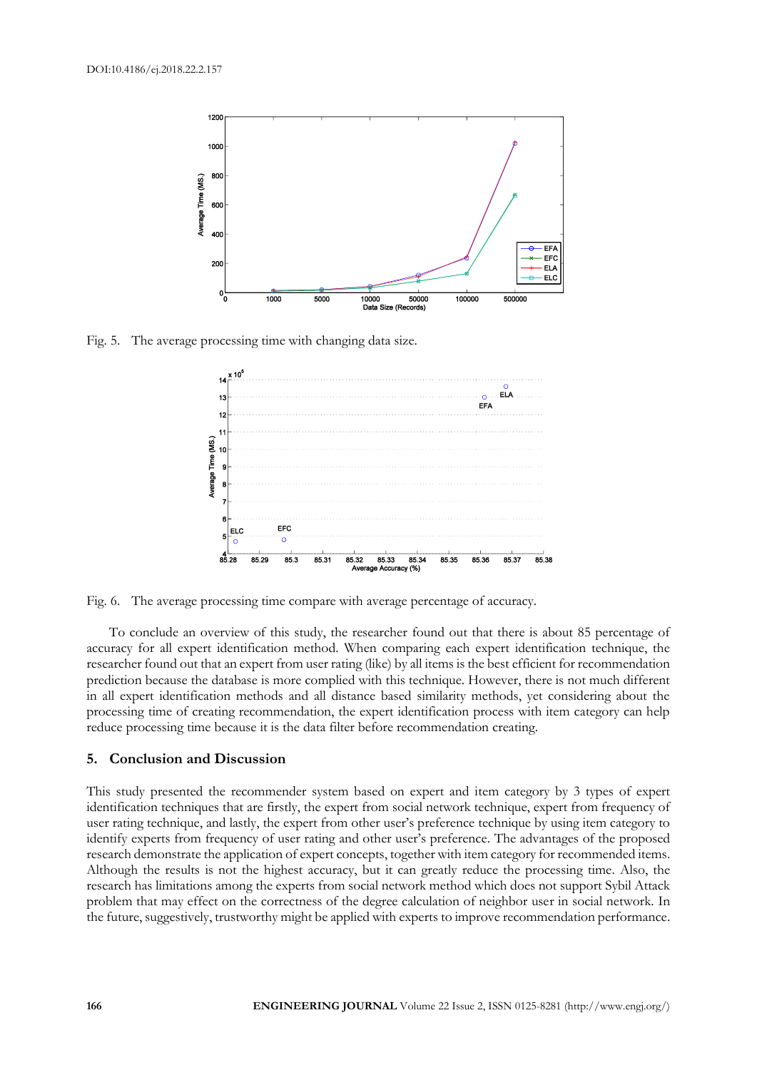Fig. 5. The average processing time with changing data size.

Fig. 6. The average processing time compare with average percentage of accuracy.

To conclude an overview of this study, the researcher found out that there is about 85 percentage of accuracy for all expert identification method. When comparing each expert identification technique, the researcher found out that an expert from user rating (like) by all items is the best efficient for recommendation prediction because the database is more complied with this technique. However, there is not much different in all expert identification methods and all distance based similarity methods, yet considering about the processing time of creating recommendation, the expert identification process with item category can help reduce processing time because it is the data filter before recommendation creating.

## 5. Conclusion and Discussion

This study presented the recommender system based on expert and item category by 3 types of expert identification techniques that are firstly, the expert from social network technique, expert from frequency of user rating technique, and lastly, the expert from other user's preference technique by using item category to identify experts from frequency of user rating and other user's preference. The advantages of the proposed research demonstrate the application of expert concepts, together with item category for recommended items. Although the results is not the highest accuracy, but it can greatly reduce the processing time. Also, the research has limitations among the experts from social network method which does not support Sybil Attack problem that may effect on the correctness of the degree calculation of neighbor user in social network. In the future, suggestively, trustworthy might be applied with experts to improve recommendation performance.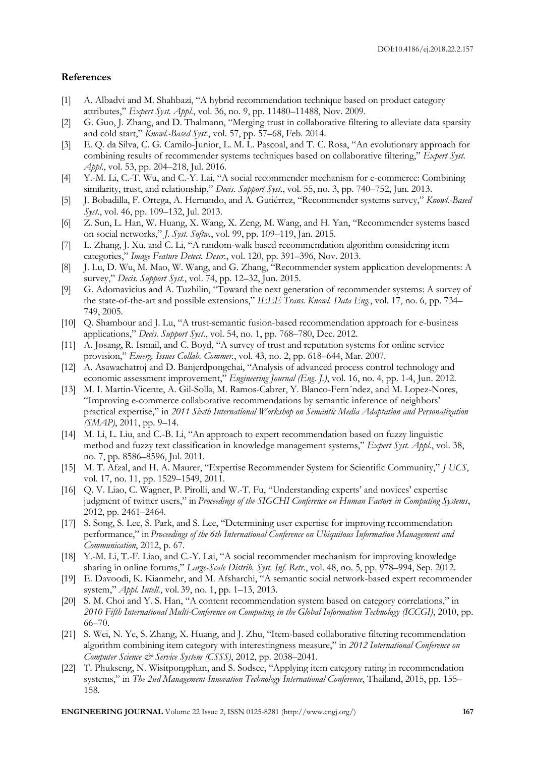## References

[1] A. Albadvi and M. Shahbazi, "A hybrid recommendation technique based on product category attributes," *Expert Syst. Appl.*, vol. 36, no. 9, pp. 11480–11488, Nov. 2009.

[2] G. Guo, J. Zhang, and D. Thalmann, "Merging trust in collaborative filtering to alleviate data sparsity and cold start," *Knowl.-Based Syst.*, vol. 57, pp. 57–68, Feb. 2014.

[3] E. Q. da Silva, C. G. Camilo-Junior, L. M. L. Pascoal, and T. C. Rosa, "An evolutionary approach for combining results of recommender systems techniques based on collaborative filtering," *Expert Syst. Appl.*, vol. 53, pp. 204–218, Jul. 2016.

[4] Y.-M. Li, C.-T. Wu, and C.-Y. Lai, "A social recommender mechanism for e-commerce: Combining similarity, trust, and relationship," *Decis. Support Syst.*, vol. 55, no. 3, pp. 740–752, Jun. 2013.

[5] J. Bobadilla, F. Ortega, A. Hernando, and A. Gutiérrez, "Recommender systems survey," *Knowl.-Based Syst.*, vol. 46, pp. 109–132, Jul. 2013.

[6] Z. Sun, L. Han, W. Huang, X. Wang, X. Zeng, M. Wang, and H. Yan, "Recommender systems based on social networks," *J. Syst. Softw.*, vol. 99, pp. 109–119, Jan. 2015.

[7] L. Zhang, J. Xu, and C. Li, "A random-walk based recommendation algorithm considering item categories," *Image Feature Detect. Descr.*, vol. 120, pp. 391–396, Nov. 2013.

[8] J. Lu, D. Wu, M. Mao, W. Wang, and G. Zhang, "Recommender system application developments: A survey," *Decis. Support Syst.*, vol. 74, pp. 12–32, Jun. 2015.

[9] G. Adomavicius and A. Tuzhilin, "Toward the next generation of recommender systems: A survey of the state-of-the-art and possible extensions," *IEEE Trans. Knowl. Data Eng.*, vol. 17, no. 6, pp. 734–749, 2005.

[10] Q. Shambour and J. Lu, "A trust-semantic fusion-based recommendation approach for e-business applications," *Decis. Support Syst.*, vol. 54, no. 1, pp. 768–780, Dec. 2012.

[11] A. Jøsang, R. Ismail, and C. Boyd, "A survey of trust and reputation systems for online service provision," *Emerg. Issues Collab. Commer.*, vol. 43, no. 2, pp. 618–644, Mar. 2007.

[12] A. Asawachatroj and D. Banjerdpongchai, "Analysis of advanced process control technology and economic assessment improvement," *Engineering Journal (Eng. J.)*, vol. 16, no. 4, pp. 1-4, Jun. 2012.

[13] M. I. Martin-Vicente, A. Gil-Solla, M. Ramos-Cabrer, Y. Blanco-Fern´ndez, and M. Lopez-Nores, "Improving e-commerce collaborative recommendations by semantic inference of neighbors' practical expertise," in *2011 Sixth International Workshop on Semantic Media Adaptation and Personalization (SMAP)*, 2011, pp. 9–14.

[14] M. Li, L. Liu, and C.-B. Li, "An approach to expert recommendation based on fuzzy linguistic method and fuzzy text classification in knowledge management systems," *Expert Syst. Appl.*, vol. 38, no. 7, pp. 8586–8596, Jul. 2011.

[15] M. T. Afzal, and H. A. Maurer, "Expertise Recommender System for Scientific Community," *J UCS*, vol. 17, no. 11, pp. 1529–1549, 2011.

[16] Q. V. Liao, C. Wagner, P. Pirolli, and W.-T. Fu, "Understanding experts' and novices' expertise judgment of twitter users," in *Proceedings of the SIGCHI Conference on Human Factors in Computing Systems*, 2012, pp. 2461–2464.

[17] S. Song, S. Lee, S. Park, and S. Lee, "Determining user expertise for improving recommendation performance," in *Proceedings of the 6th International Conference on Ubiquitous Information Management and Communication*, 2012, p. 67.

[18] Y.-M. Li, T.-F. Liao, and C.-Y. Lai, "A social recommender mechanism for improving knowledge sharing in online forums," *Large-Scale Distrib. Syst. Inf. Retr.*, vol. 48, no. 5, pp. 978–994, Sep. 2012.

[19] E. Davoodi, K. Kianmehr, and M. Afsharchi, "A semantic social network-based expert recommender system," *Appl. Intell.*, vol. 39, no. 1, pp. 1–13, 2013.

[20] S. M. Choi and Y. S. Han, "A content recommendation system based on category correlations," in *2010 Fifth International Multi-Conference on Computing in the Global Information Technology (ICCGI)*, 2010, pp. 66–70.

[21] S. Wei, N. Ye, S. Zhang, X. Huang, and J. Zhu, "Item-based collaborative filtering recommendation algorithm combining item category with interestingness measure," in *2012 International Conference on Computer Science & Service System (CSSS)*, 2012, pp. 2038–2041.

[22] T. Phukseng, N. Wisitpongphan, and S. Sodsee, "Applying item category rating in recommendation systems," in *The 2nd Management Innovation Technology International Conference*, Thailand, 2015, pp. 155–158.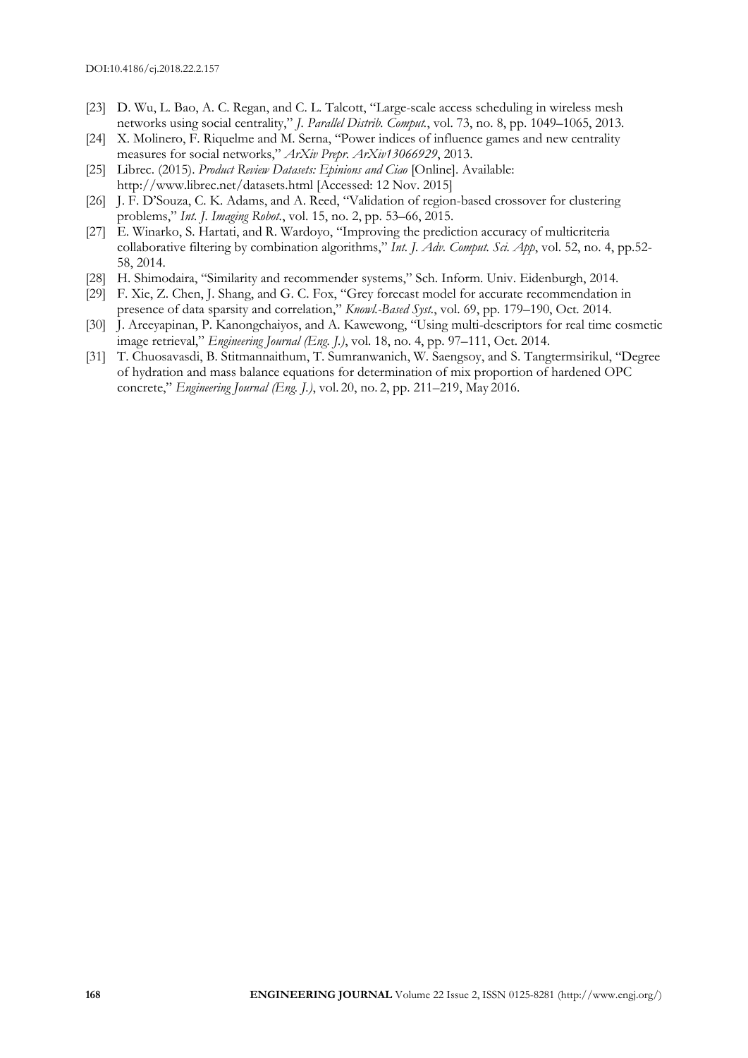[23] D. Wu, L. Bao, A. C. Regan, and C. L. Talcott, "Large-scale access scheduling in wireless mesh networks using social centrality," *J. Parallel Distrib. Comput.*, vol. 73, no. 8, pp. 1049–1065, 2013.

[24] X. Molinero, F. Riquelme and M. Serna, "Power indices of influence games and new centrality measures for social networks," *ArXiv Prepr. ArXiv13066929*, 2013.

[25] Librec. (2015). *Product Review Datasets: Epinions and Ciao* [Online]. Available: http://www.librec.net/datasets.html [Accessed: 12 Nov. 2015]

[26] J. F. D'Souza, C. K. Adams, and A. Reed, "Validation of region-based crossover for clustering problems," *Int. J. Imaging Robot.*, vol. 15, no. 2, pp. 53–66, 2015.

[27] E. Winarko, S. Hartati, and R. Wardoyo, "Improving the prediction accuracy of multicriteria collaborative filtering by combination algorithms," *Int. J. Adv. Comput. Sci. App*, vol. 52, no. 4, pp.52-58, 2014.

[28] H. Shimodaira, "Similarity and recommender systems," Sch. Inform. Univ. Eidenburgh, 2014.

[29] F. Xie, Z. Chen, J. Shang, and G. C. Fox, "Grey forecast model for accurate recommendation in presence of data sparsity and correlation," *Knowl.-Based Syst.*, vol. 69, pp. 179–190, Oct. 2014.

[30] J. Areeyapinan, P. Kanongchaiyos, and A. Kawewong, "Using multi-descriptors for real time cosmetic image retrieval," *Engineering Journal (Eng. J.)*, vol. 18, no. 4, pp. 97–111, Oct. 2014.

[31] T. Chuosavasdi, B. Stitmannaithum, T. Sumranwanich, W. Saengsoy, and S. Tangtermsirikul, "Degree of hydration and mass balance equations for determination of mix proportion of hardened OPC concrete," *Engineering Journal (Eng. J.)*, vol. 20, no. 2, pp. 211–219, May 2016.